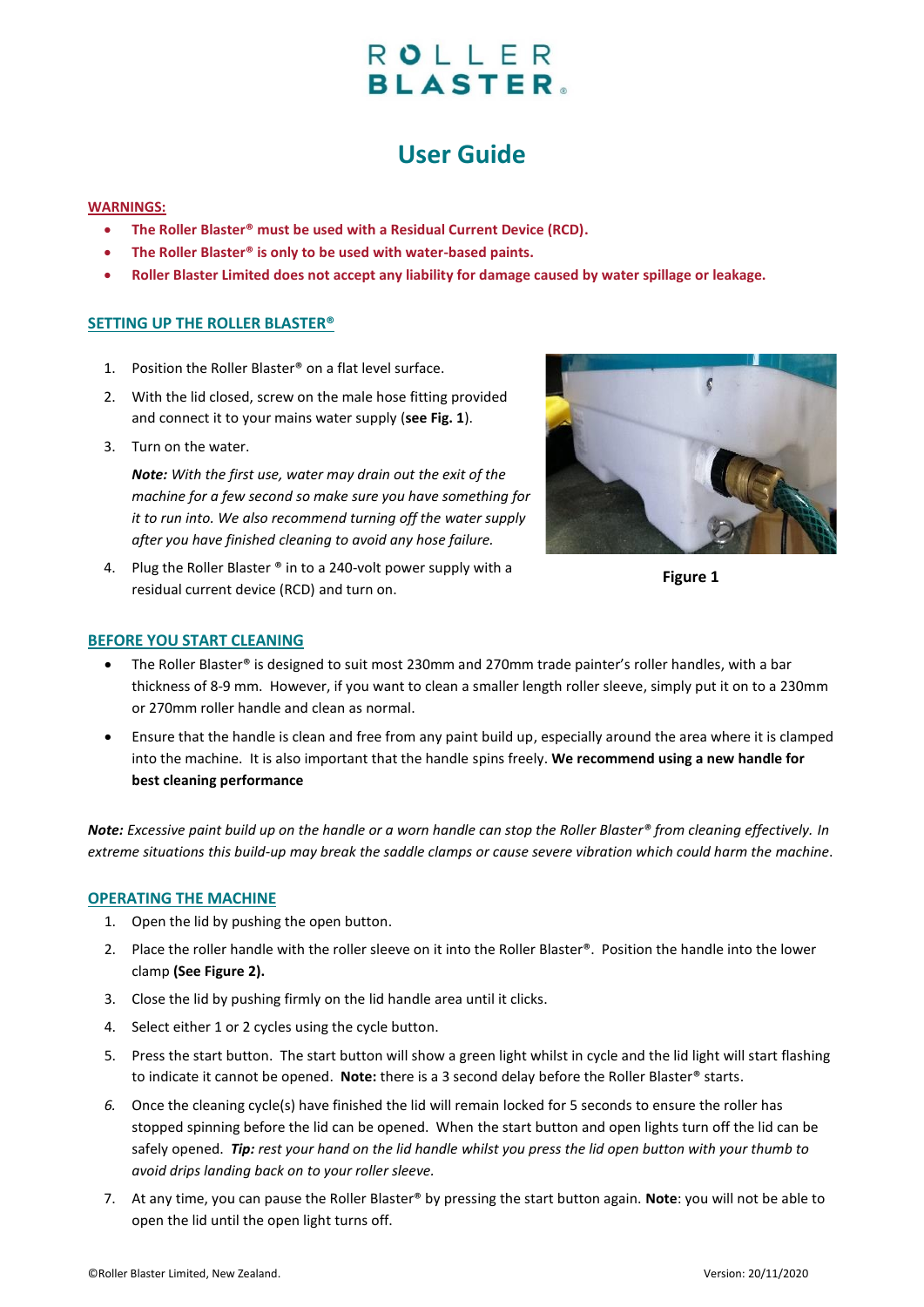# ROLLER BLASTER®

# User Guide

**WARNINGS:**

- **The Roller Blaster® must be used with a Residual Current Device (RCD).**
- **The Roller Blaster® is only to be used with water-based paints.**
- **Roller Blaster Limited does not accept any liability for damage caused by water spillage or leakage.**

## SETTING UP THE ROLLER BLASTER®

1. Position the Roller Blaster® on a flat level surface.
2. With the lid closed, screw on the male hose fitting provided and connect it to your mains water supply (**see Fig. 1**).
3. Turn on the water.

   ***Note:*** *With the first use, water may drain out the exit of the machine for a few second so make sure you have something for it to run into. We also recommend turning off the water supply after you have finished cleaning to avoid any hose failure.*
4. Plug the Roller Blaster ® in to a 240-volt power supply with a residual current device (RCD) and turn on.

**Figure 1**

## BEFORE YOU START CLEANING

- The Roller Blaster® is designed to suit most 230mm and 270mm trade painter's roller handles, with a bar thickness of 8-9 mm. However, if you want to clean a smaller length roller sleeve, simply put it on to a 230mm or 270mm roller handle and clean as normal.
- Ensure that the handle is clean and free from any paint build up, especially around the area where it is clamped into the machine. It is also important that the handle spins freely. **We recommend using a new handle for best cleaning performance**

***Note:*** *Excessive paint build up on the handle or a worn handle can stop the Roller Blaster® from cleaning effectively. In extreme situations this build-up may break the saddle clamps or cause severe vibration which could harm the machine.*

## OPERATING THE MACHINE

1. Open the lid by pushing the open button.
2. Place the roller handle with the roller sleeve on it into the Roller Blaster®. Position the handle into the lower clamp **(See Figure 2).**
3. Close the lid by pushing firmly on the lid handle area until it clicks.
4. Select either 1 or 2 cycles using the cycle button.
5. Press the start button. The start button will show a green light whilst in cycle and the lid light will start flashing to indicate it cannot be opened. **Note:** there is a 3 second delay before the Roller Blaster® starts.
6. Once the cleaning cycle(s) have finished the lid will remain locked for 5 seconds to ensure the roller has stopped spinning before the lid can be opened. When the start button and open lights turn off the lid can be safely opened. ***Tip:*** *rest your hand on the lid handle whilst you press the lid open button with your thumb to avoid drips landing back on to your roller sleeve.*
7. At any time, you can pause the Roller Blaster® by pressing the start button again. **Note**: you will not be able to open the lid until the open light turns off.

©Roller Blaster Limited, New Zealand. Version: 20/11/2020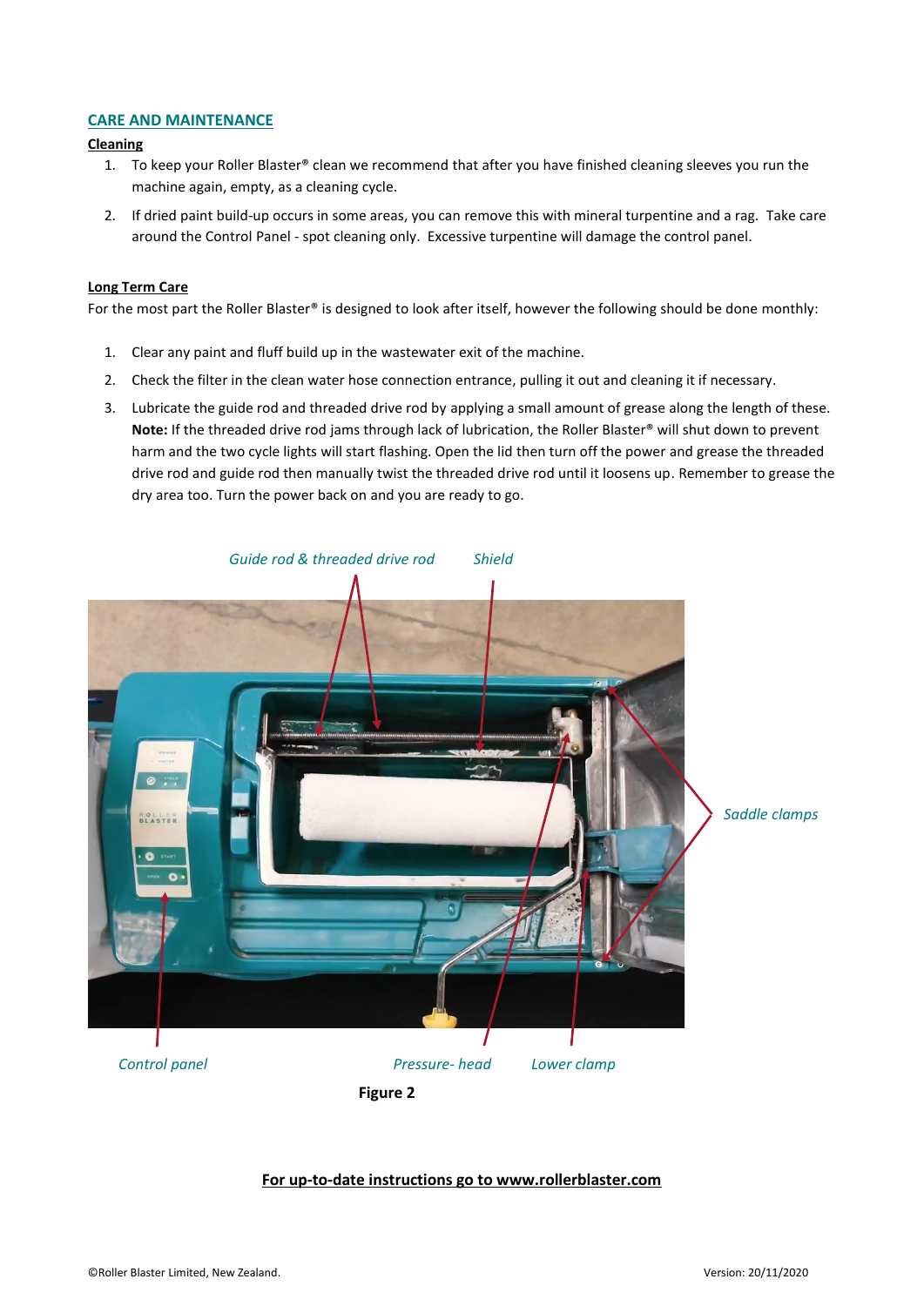## CARE AND MAINTENANCE

### Cleaning

1. To keep your Roller Blaster® clean we recommend that after you have finished cleaning sleeves you run the machine again, empty, as a cleaning cycle.
2. If dried paint build-up occurs in some areas, you can remove this with mineral turpentine and a rag. Take care around the Control Panel - spot cleaning only. Excessive turpentine will damage the control panel.

### Long Term Care

For the most part the Roller Blaster® is designed to look after itself, however the following should be done monthly:

1. Clear any paint and fluff build up in the wastewater exit of the machine.
2. Check the filter in the clean water hose connection entrance, pulling it out and cleaning it if necessary.
3. Lubricate the guide rod and threaded drive rod by applying a small amount of grease along the length of these. **Note:** If the threaded drive rod jams through lack of lubrication, the Roller Blaster® will shut down to prevent harm and the two cycle lights will start flashing. Open the lid then turn off the power and grease the threaded drive rod and guide rod then manually twist the threaded drive rod until it loosens up. Remember to grease the dry area too. Turn the power back on and you are ready to go.

*Guide rod & threaded drive rod*

*Shield*

*Saddle clamps*

*Control panel*

*Pressure- head*

*Lower clamp*

**Figure 2**

**For up-to-date instructions go to www.rollerblaster.com**

©Roller Blaster Limited, New Zealand.

Version: 20/11/2020